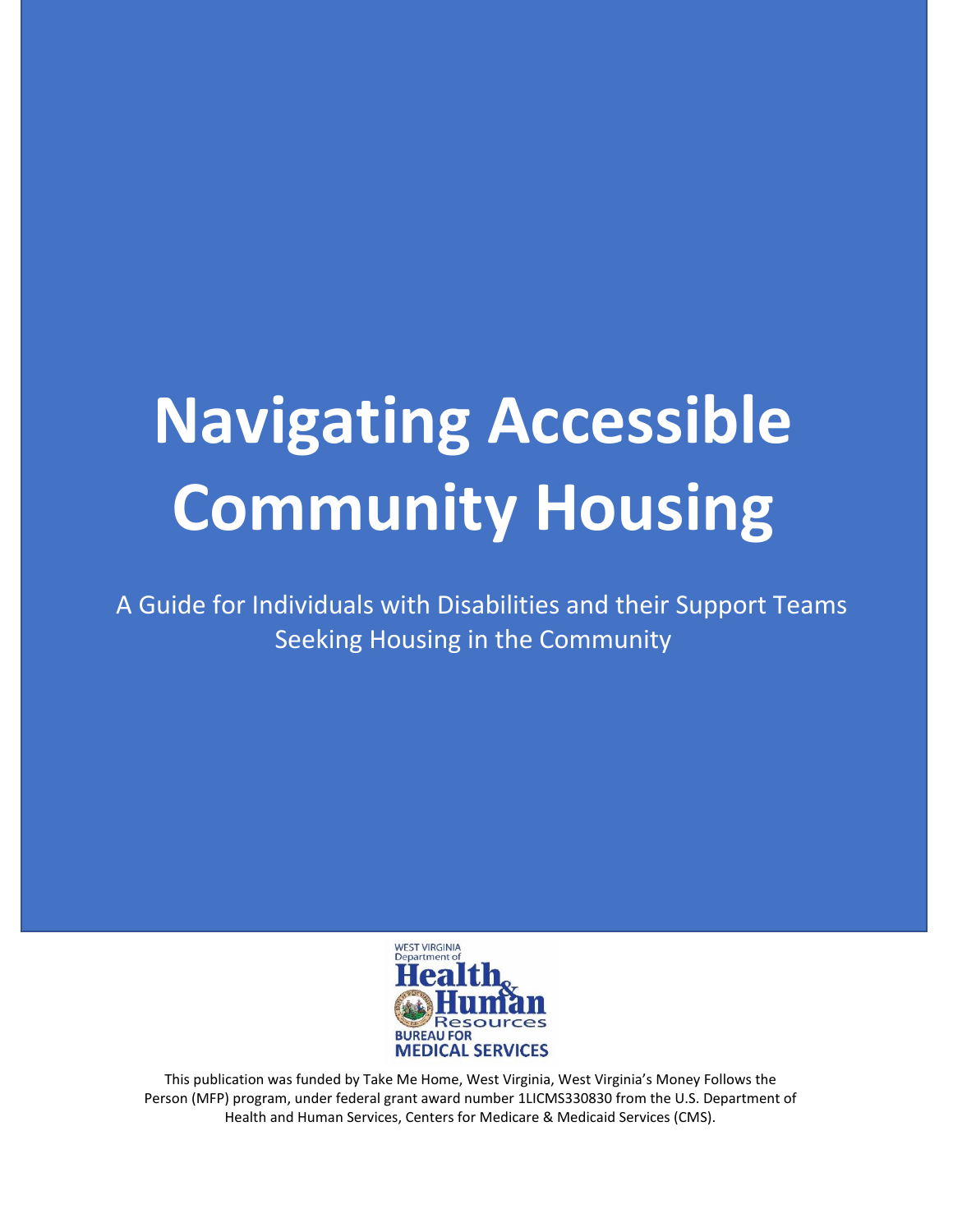# Navigating Accessible Community Housing

A Guide for Individuals with Disabilities and their Support Teams Seeking Housing in the Community

WEST VIRGINIA Department of Health & Human Resources BUREAU FOR MEDICAL SERVICES

This publication was funded by Take Me Home, West Virginia, West Virginia's Money Follows the Person (MFP) program, under federal grant award number 1LICMS330830 from the U.S. Department of Health and Human Services, Centers for Medicare & Medicaid Services (CMS).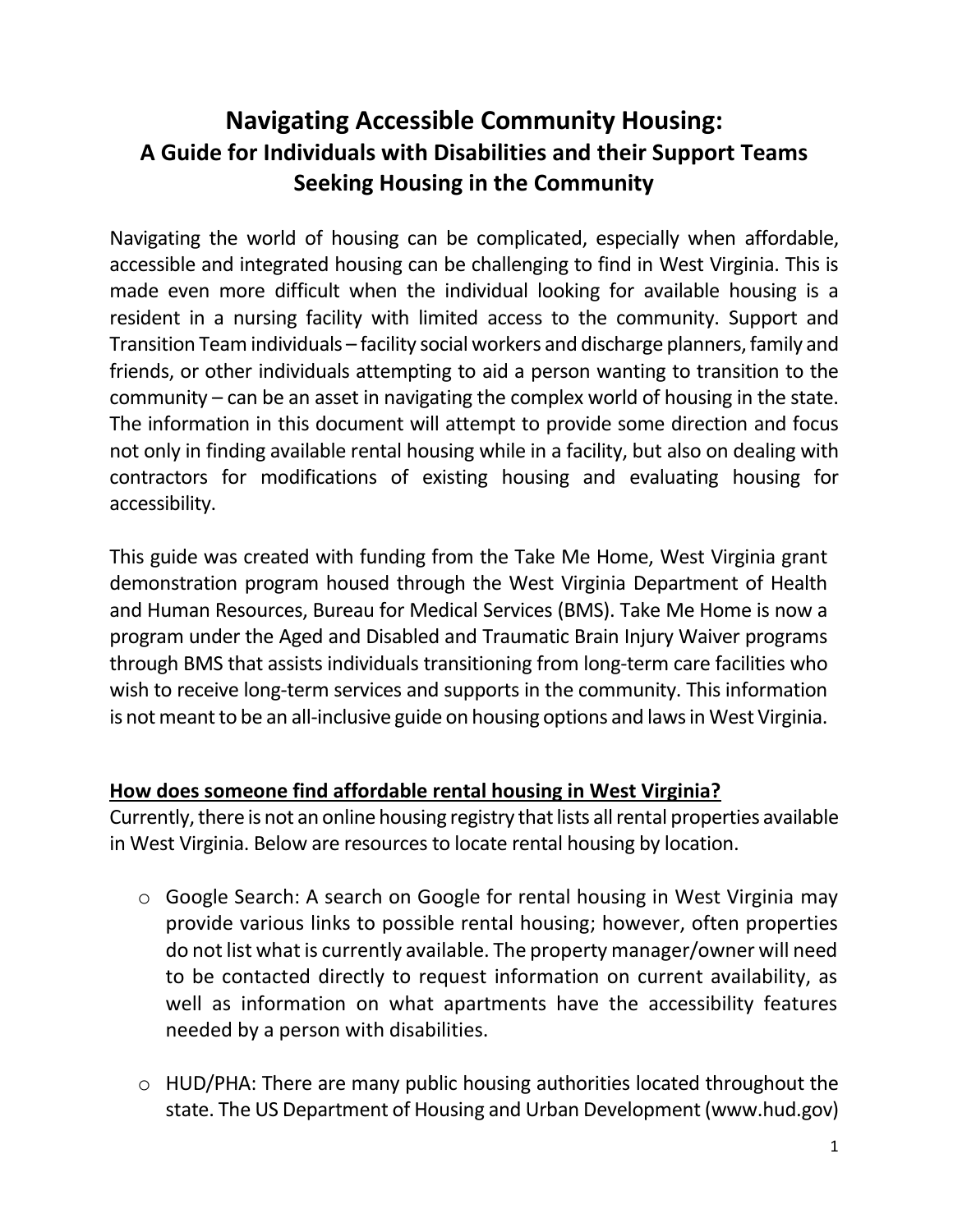# Navigating Accessible Community Housing:
## A Guide for Individuals with Disabilities and their Support Teams Seeking Housing in the Community

Navigating the world of housing can be complicated, especially when affordable, accessible and integrated housing can be challenging to find in West Virginia. This is made even more difficult when the individual looking for available housing is a resident in a nursing facility with limited access to the community. Support and Transition Team individuals – facility social workers and discharge planners, family and friends, or other individuals attempting to aid a person wanting to transition to the community – can be an asset in navigating the complex world of housing in the state. The information in this document will attempt to provide some direction and focus not only in finding available rental housing while in a facility, but also on dealing with contractors for modifications of existing housing and evaluating housing for accessibility.

This guide was created with funding from the Take Me Home, West Virginia grant demonstration program housed through the West Virginia Department of Health and Human Resources, Bureau for Medical Services (BMS). Take Me Home is now a program under the Aged and Disabled and Traumatic Brain Injury Waiver programs through BMS that assists individuals transitioning from long-term care facilities who wish to receive long-term services and supports in the community. This information is not meant to be an all-inclusive guide on housing options and laws in West Virginia.

**How does someone find affordable rental housing in West Virginia?**

Currently, there is not an online housing registry that lists all rental properties available in West Virginia. Below are resources to locate rental housing by location.

- Google Search: A search on Google for rental housing in West Virginia may provide various links to possible rental housing; however, often properties do not list what is currently available. The property manager/owner will need to be contacted directly to request information on current availability, as well as information on what apartments have the accessibility features needed by a person with disabilities.

- HUD/PHA: There are many public housing authorities located throughout the state. The US Department of Housing and Urban Development (www.hud.gov)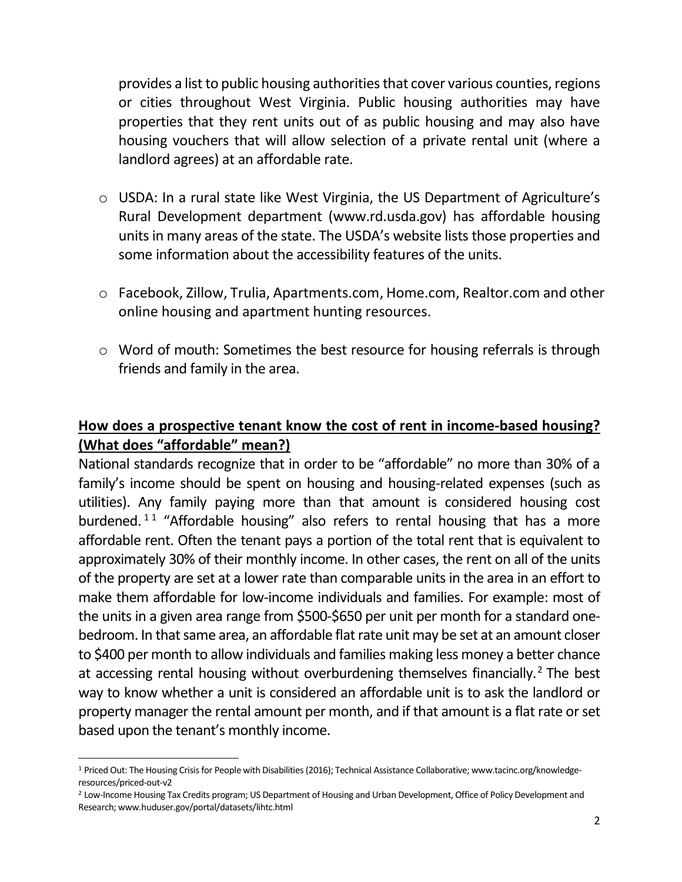provides a list to public housing authorities that cover various counties, regions or cities throughout West Virginia. Public housing authorities may have properties that they rent units out of as public housing and may also have housing vouchers that will allow selection of a private rental unit (where a landlord agrees) at an affordable rate.

- USDA: In a rural state like West Virginia, the US Department of Agriculture's Rural Development department (www.rd.usda.gov) has affordable housing units in many areas of the state. The USDA's website lists those properties and some information about the accessibility features of the units.

- Facebook, Zillow, Trulia, Apartments.com, Home.com, Realtor.com and other online housing and apartment hunting resources.

- Word of mouth: Sometimes the best resource for housing referrals is through friends and family in the area.

## How does a prospective tenant know the cost of rent in income-based housing? (What does "affordable" mean?)

National standards recognize that in order to be "affordable" no more than 30% of a family's income should be spent on housing and housing-related expenses (such as utilities). Any family paying more than that amount is considered housing cost burdened.[1 1] "Affordable housing" also refers to rental housing that has a more affordable rent. Often the tenant pays a portion of the total rent that is equivalent to approximately 30% of their monthly income. In other cases, the rent on all of the units of the property are set at a lower rate than comparable units in the area in an effort to make them affordable for low-income individuals and families. For example: most of the units in a given area range from $500-$650 per unit per month for a standard one-bedroom. In that same area, an affordable flat rate unit may be set at an amount closer to $400 per month to allow individuals and families making less money a better chance at accessing rental housing without overburdening themselves financially.[2] The best way to know whether a unit is considered an affordable unit is to ask the landlord or property manager the rental amount per month, and if that amount is a flat rate or set based upon the tenant's monthly income.

---

[1] Priced Out: The Housing Crisis for People with Disabilities (2016); Technical Assistance Collaborative; www.tacinc.org/knowledge-resources/priced-out-v2

[2] Low-Income Housing Tax Credits program; US Department of Housing and Urban Development, Office of Policy Development and Research; www.huduser.gov/portal/datasets/lihtc.html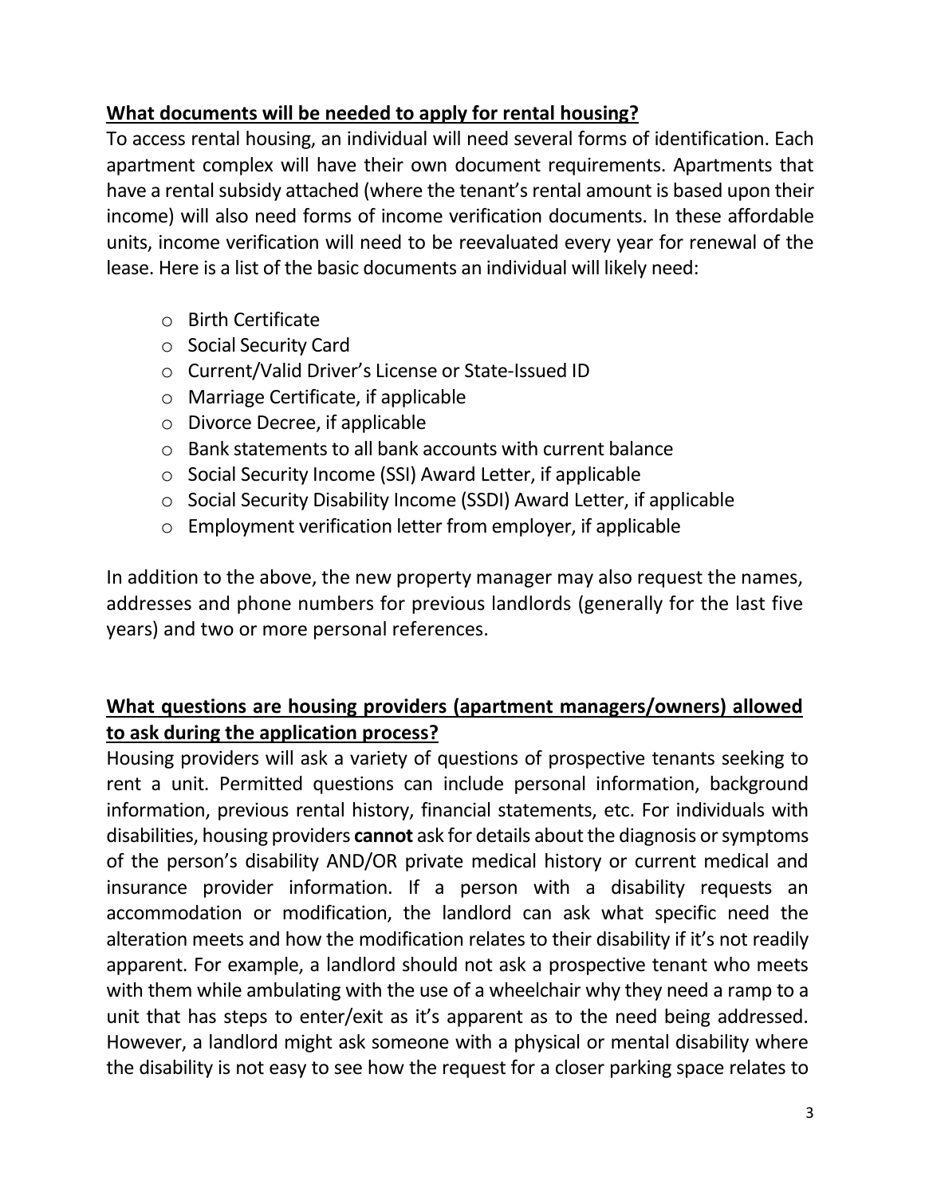**What documents will be needed to apply for rental housing?**

To access rental housing, an individual will need several forms of identification. Each apartment complex will have their own document requirements. Apartments that have a rental subsidy attached (where the tenant's rental amount is based upon their income) will also need forms of income verification documents. In these affordable units, income verification will need to be reevaluated every year for renewal of the lease. Here is a list of the basic documents an individual will likely need:

- Birth Certificate
- Social Security Card
- Current/Valid Driver's License or State-Issued ID
- Marriage Certificate, if applicable
- Divorce Decree, if applicable
- Bank statements to all bank accounts with current balance
- Social Security Income (SSI) Award Letter, if applicable
- Social Security Disability Income (SSDI) Award Letter, if applicable
- Employment verification letter from employer, if applicable

In addition to the above, the new property manager may also request the names, addresses and phone numbers for previous landlords (generally for the last five years) and two or more personal references.

**What questions are housing providers (apartment managers/owners) allowed to ask during the application process?**

Housing providers will ask a variety of questions of prospective tenants seeking to rent a unit. Permitted questions can include personal information, background information, previous rental history, financial statements, etc. For individuals with disabilities, housing providers **cannot** ask for details about the diagnosis or symptoms of the person's disability AND/OR private medical history or current medical and insurance provider information. If a person with a disability requests an accommodation or modification, the landlord can ask what specific need the alteration meets and how the modification relates to their disability if it's not readily apparent. For example, a landlord should not ask a prospective tenant who meets with them while ambulating with the use of a wheelchair why they need a ramp to a unit that has steps to enter/exit as it's apparent as to the need being addressed. However, a landlord might ask someone with a physical or mental disability where the disability is not easy to see how the request for a closer parking space relates to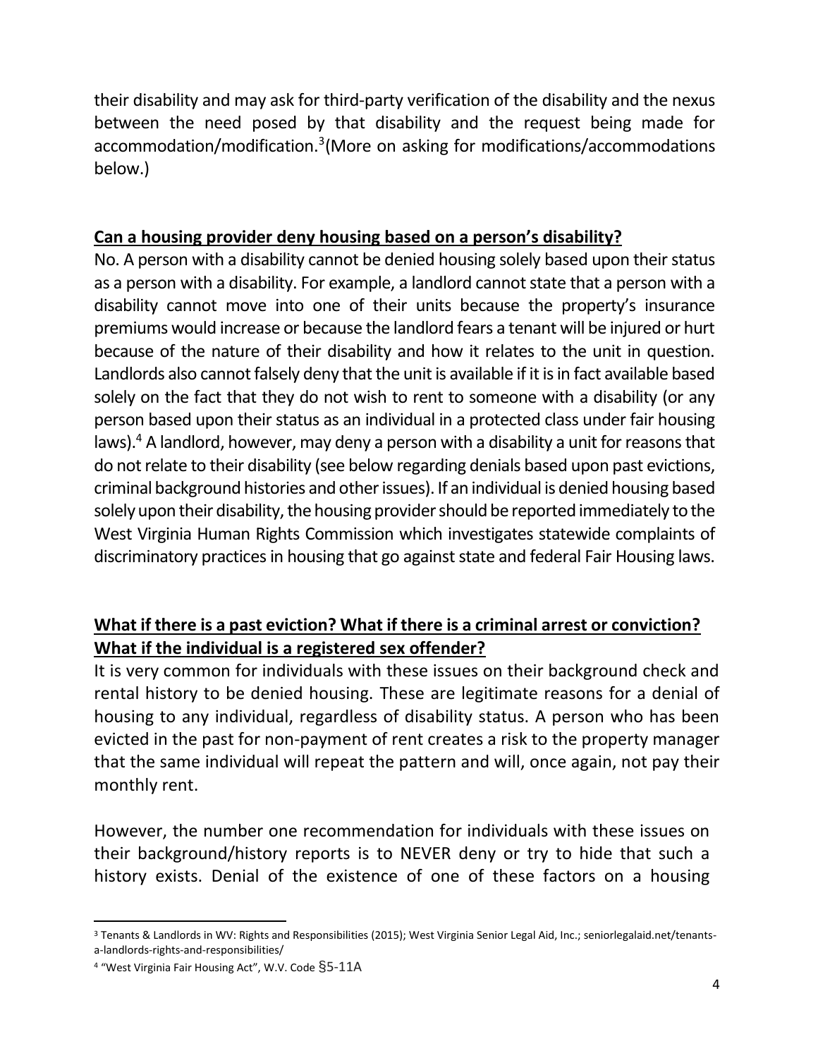their disability and may ask for third-party verification of the disability and the nexus between the need posed by that disability and the request being made for accommodation/modification.[3](More on asking for modifications/accommodations below.)

**Can a housing provider deny housing based on a person's disability?**

No. A person with a disability cannot be denied housing solely based upon their status as a person with a disability. For example, a landlord cannot state that a person with a disability cannot move into one of their units because the property's insurance premiums would increase or because the landlord fears a tenant will be injured or hurt because of the nature of their disability and how it relates to the unit in question. Landlords also cannot falsely deny that the unit is available if it is in fact available based solely on the fact that they do not wish to rent to someone with a disability (or any person based upon their status as an individual in a protected class under fair housing laws).[4] A landlord, however, may deny a person with a disability a unit for reasons that do not relate to their disability (see below regarding denials based upon past evictions, criminal background histories and other issues). If an individual is denied housing based solely upon their disability, the housing provider should be reported immediately to the West Virginia Human Rights Commission which investigates statewide complaints of discriminatory practices in housing that go against state and federal Fair Housing laws.

**What if there is a past eviction? What if there is a criminal arrest or conviction? What if the individual is a registered sex offender?**

It is very common for individuals with these issues on their background check and rental history to be denied housing. These are legitimate reasons for a denial of housing to any individual, regardless of disability status. A person who has been evicted in the past for non-payment of rent creates a risk to the property manager that the same individual will repeat the pattern and will, once again, not pay their monthly rent.

However, the number one recommendation for individuals with these issues on their background/history reports is to NEVER deny or try to hide that such a history exists. Denial of the existence of one of these factors on a housing

---

[3] Tenants & Landlords in WV: Rights and Responsibilities (2015); West Virginia Senior Legal Aid, Inc.; seniorlegalaid.net/tenants-a-landlords-rights-and-responsibilities/

[4] "West Virginia Fair Housing Act", W.V. Code §5-11A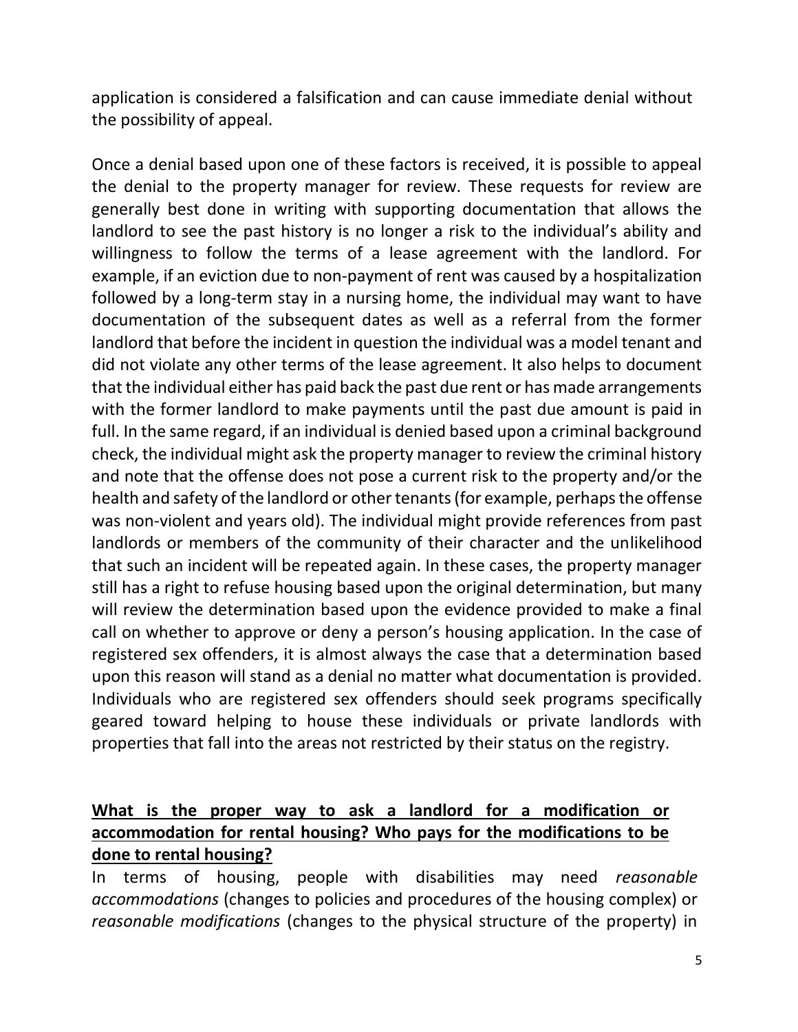application is considered a falsification and can cause immediate denial without the possibility of appeal.

Once a denial based upon one of these factors is received, it is possible to appeal the denial to the property manager for review. These requests for review are generally best done in writing with supporting documentation that allows the landlord to see the past history is no longer a risk to the individual's ability and willingness to follow the terms of a lease agreement with the landlord. For example, if an eviction due to non-payment of rent was caused by a hospitalization followed by a long-term stay in a nursing home, the individual may want to have documentation of the subsequent dates as well as a referral from the former landlord that before the incident in question the individual was a model tenant and did not violate any other terms of the lease agreement. It also helps to document that the individual either has paid back the past due rent or has made arrangements with the former landlord to make payments until the past due amount is paid in full. In the same regard, if an individual is denied based upon a criminal background check, the individual might ask the property manager to review the criminal history and note that the offense does not pose a current risk to the property and/or the health and safety of the landlord or other tenants (for example, perhaps the offense was non-violent and years old). The individual might provide references from past landlords or members of the community of their character and the unlikelihood that such an incident will be repeated again. In these cases, the property manager still has a right to refuse housing based upon the original determination, but many will review the determination based upon the evidence provided to make a final call on whether to approve or deny a person's housing application. In the case of registered sex offenders, it is almost always the case that a determination based upon this reason will stand as a denial no matter what documentation is provided. Individuals who are registered sex offenders should seek programs specifically geared toward helping to house these individuals or private landlords with properties that fall into the areas not restricted by their status on the registry.

## **What is the proper way to ask a landlord for a modification or accommodation for rental housing? Who pays for the modifications to be done to rental housing?**

In terms of housing, people with disabilities may need *reasonable accommodations* (changes to policies and procedures of the housing complex) or *reasonable modifications* (changes to the physical structure of the property) in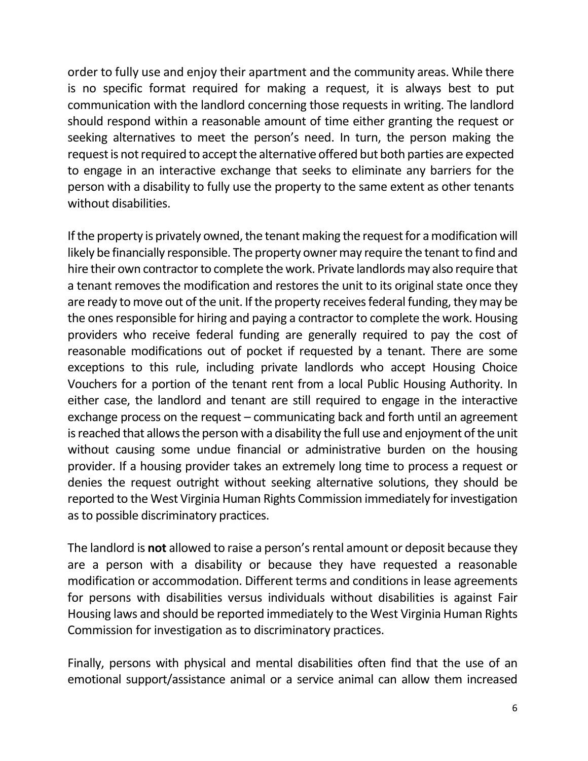order to fully use and enjoy their apartment and the community areas. While there is no specific format required for making a request, it is always best to put communication with the landlord concerning those requests in writing. The landlord should respond within a reasonable amount of time either granting the request or seeking alternatives to meet the person's need. In turn, the person making the request is not required to accept the alternative offered but both parties are expected to engage in an interactive exchange that seeks to eliminate any barriers for the person with a disability to fully use the property to the same extent as other tenants without disabilities.

If the property is privately owned, the tenant making the request for a modification will likely be financially responsible. The property owner may require the tenant to find and hire their own contractor to complete the work. Private landlords may also require that a tenant removes the modification and restores the unit to its original state once they are ready to move out of the unit. If the property receives federal funding, they may be the ones responsible for hiring and paying a contractor to complete the work. Housing providers who receive federal funding are generally required to pay the cost of reasonable modifications out of pocket if requested by a tenant. There are some exceptions to this rule, including private landlords who accept Housing Choice Vouchers for a portion of the tenant rent from a local Public Housing Authority. In either case, the landlord and tenant are still required to engage in the interactive exchange process on the request – communicating back and forth until an agreement is reached that allows the person with a disability the full use and enjoyment of the unit without causing some undue financial or administrative burden on the housing provider. If a housing provider takes an extremely long time to process a request or denies the request outright without seeking alternative solutions, they should be reported to the West Virginia Human Rights Commission immediately for investigation as to possible discriminatory practices.

The landlord is **not** allowed to raise a person's rental amount or deposit because they are a person with a disability or because they have requested a reasonable modification or accommodation. Different terms and conditions in lease agreements for persons with disabilities versus individuals without disabilities is against Fair Housing laws and should be reported immediately to the West Virginia Human Rights Commission for investigation as to discriminatory practices.

Finally, persons with physical and mental disabilities often find that the use of an emotional support/assistance animal or a service animal can allow them increased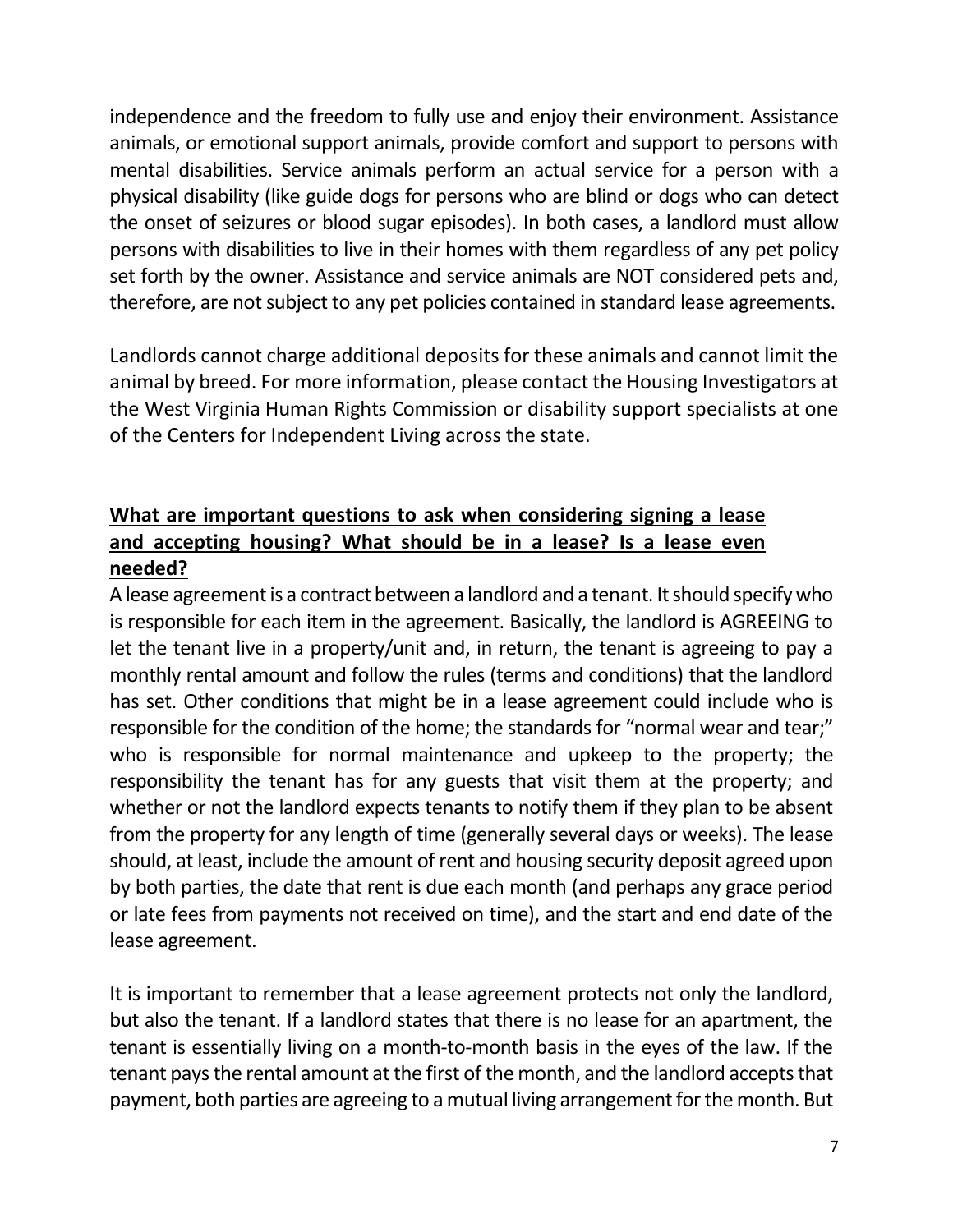independence and the freedom to fully use and enjoy their environment. Assistance animals, or emotional support animals, provide comfort and support to persons with mental disabilities. Service animals perform an actual service for a person with a physical disability (like guide dogs for persons who are blind or dogs who can detect the onset of seizures or blood sugar episodes). In both cases, a landlord must allow persons with disabilities to live in their homes with them regardless of any pet policy set forth by the owner. Assistance and service animals are NOT considered pets and, therefore, are not subject to any pet policies contained in standard lease agreements.

Landlords cannot charge additional deposits for these animals and cannot limit the animal by breed. For more information, please contact the Housing Investigators at the West Virginia Human Rights Commission or disability support specialists at one of the Centers for Independent Living across the state.

## **What are important questions to ask when considering signing a lease and accepting housing? What should be in a lease? Is a lease even needed?**

A lease agreement is a contract between a landlord and a tenant. It should specify who is responsible for each item in the agreement. Basically, the landlord is AGREEING to let the tenant live in a property/unit and, in return, the tenant is agreeing to pay a monthly rental amount and follow the rules (terms and conditions) that the landlord has set. Other conditions that might be in a lease agreement could include who is responsible for the condition of the home; the standards for "normal wear and tear;" who is responsible for normal maintenance and upkeep to the property; the responsibility the tenant has for any guests that visit them at the property; and whether or not the landlord expects tenants to notify them if they plan to be absent from the property for any length of time (generally several days or weeks). The lease should, at least, include the amount of rent and housing security deposit agreed upon by both parties, the date that rent is due each month (and perhaps any grace period or late fees from payments not received on time), and the start and end date of the lease agreement.

It is important to remember that a lease agreement protects not only the landlord, but also the tenant. If a landlord states that there is no lease for an apartment, the tenant is essentially living on a month-to-month basis in the eyes of the law. If the tenant pays the rental amount at the first of the month, and the landlord accepts that payment, both parties are agreeing to a mutual living arrangement for the month. But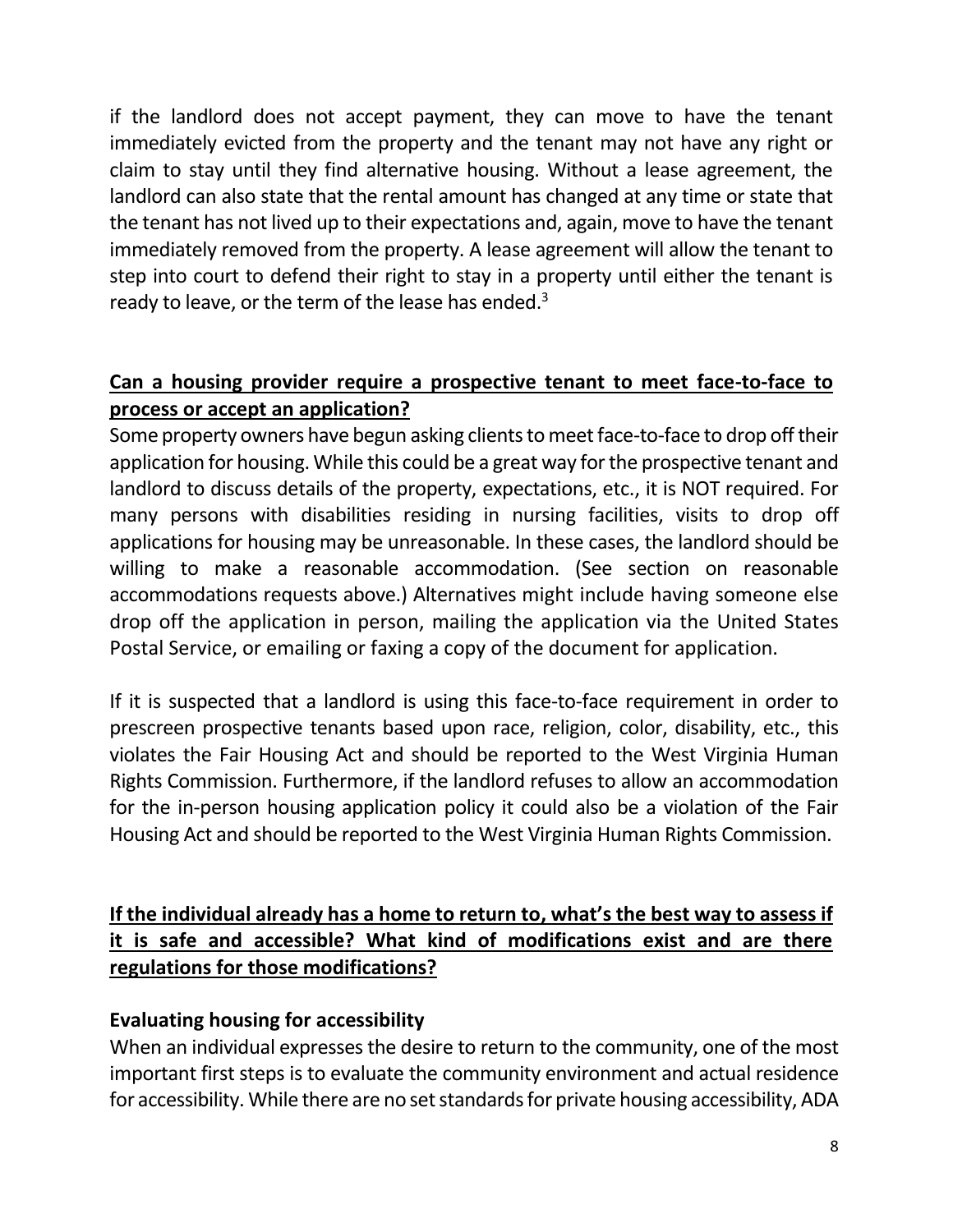if the landlord does not accept payment, they can move to have the tenant immediately evicted from the property and the tenant may not have any right or claim to stay until they find alternative housing. Without a lease agreement, the landlord can also state that the rental amount has changed at any time or state that the tenant has not lived up to their expectations and, again, move to have the tenant immediately removed from the property. A lease agreement will allow the tenant to step into court to defend their right to stay in a property until either the tenant is ready to leave, or the term of the lease has ended.[3]

## **Can a housing provider require a prospective tenant to meet face-to-face to process or accept an application?**

Some property owners have begun asking clients to meet face-to-face to drop off their application for housing. While this could be a great way for the prospective tenant and landlord to discuss details of the property, expectations, etc., it is NOT required. For many persons with disabilities residing in nursing facilities, visits to drop off applications for housing may be unreasonable. In these cases, the landlord should be willing to make a reasonable accommodation. (See section on reasonable accommodations requests above.) Alternatives might include having someone else drop off the application in person, mailing the application via the United States Postal Service, or emailing or faxing a copy of the document for application.

If it is suspected that a landlord is using this face-to-face requirement in order to prescreen prospective tenants based upon race, religion, color, disability, etc., this violates the Fair Housing Act and should be reported to the West Virginia Human Rights Commission. Furthermore, if the landlord refuses to allow an accommodation for the in-person housing application policy it could also be a violation of the Fair Housing Act and should be reported to the West Virginia Human Rights Commission.

## **If the individual already has a home to return to, what's the best way to assess if it is safe and accessible? What kind of modifications exist and are there regulations for those modifications?**

### **Evaluating housing for accessibility**

When an individual expresses the desire to return to the community, one of the most important first steps is to evaluate the community environment and actual residence for accessibility. While there are no set standards for private housing accessibility, ADA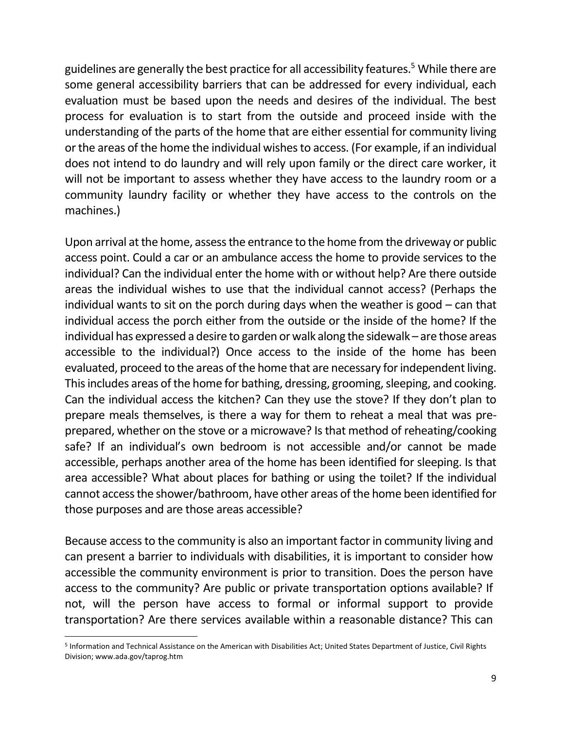guidelines are generally the best practice for all accessibility features.[5] While there are some general accessibility barriers that can be addressed for every individual, each evaluation must be based upon the needs and desires of the individual. The best process for evaluation is to start from the outside and proceed inside with the understanding of the parts of the home that are either essential for community living or the areas of the home the individual wishes to access. (For example, if an individual does not intend to do laundry and will rely upon family or the direct care worker, it will not be important to assess whether they have access to the laundry room or a community laundry facility or whether they have access to the controls on the machines.)

Upon arrival at the home, assess the entrance to the home from the driveway or public access point. Could a car or an ambulance access the home to provide services to the individual? Can the individual enter the home with or without help? Are there outside areas the individual wishes to use that the individual cannot access? (Perhaps the individual wants to sit on the porch during days when the weather is good – can that individual access the porch either from the outside or the inside of the home? If the individual has expressed a desire to garden or walk along the sidewalk – are those areas accessible to the individual?) Once access to the inside of the home has been evaluated, proceed to the areas of the home that are necessary for independent living. This includes areas of the home for bathing, dressing, grooming, sleeping, and cooking. Can the individual access the kitchen? Can they use the stove? If they don't plan to prepare meals themselves, is there a way for them to reheat a meal that was pre-prepared, whether on the stove or a microwave? Is that method of reheating/cooking safe? If an individual's own bedroom is not accessible and/or cannot be made accessible, perhaps another area of the home has been identified for sleeping. Is that area accessible? What about places for bathing or using the toilet? If the individual cannot access the shower/bathroom, have other areas of the home been identified for those purposes and are those areas accessible?

Because access to the community is also an important factor in community living and can present a barrier to individuals with disabilities, it is important to consider how accessible the community environment is prior to transition. Does the person have access to the community? Are public or private transportation options available? If not, will the person have access to formal or informal support to provide transportation? Are there services available within a reasonable distance? This can

---

[5] Information and Technical Assistance on the American with Disabilities Act; United States Department of Justice, Civil Rights Division; www.ada.gov/taprog.htm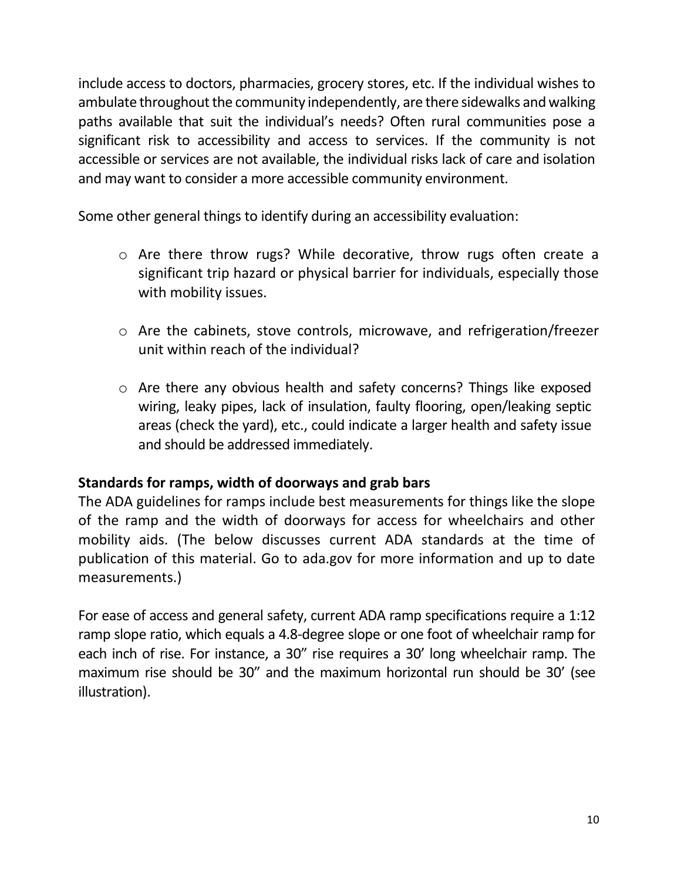include access to doctors, pharmacies, grocery stores, etc. If the individual wishes to ambulate throughout the community independently, are there sidewalks and walking paths available that suit the individual's needs? Often rural communities pose a significant risk to accessibility and access to services. If the community is not accessible or services are not available, the individual risks lack of care and isolation and may want to consider a more accessible community environment.

Some other general things to identify during an accessibility evaluation:

- Are there throw rugs? While decorative, throw rugs often create a significant trip hazard or physical barrier for individuals, especially those with mobility issues.
- Are the cabinets, stove controls, microwave, and refrigeration/freezer unit within reach of the individual?
- Are there any obvious health and safety concerns? Things like exposed wiring, leaky pipes, lack of insulation, faulty flooring, open/leaking septic areas (check the yard), etc., could indicate a larger health and safety issue and should be addressed immediately.

**Standards for ramps, width of doorways and grab bars**

The ADA guidelines for ramps include best measurements for things like the slope of the ramp and the width of doorways for access for wheelchairs and other mobility aids. (The below discusses current ADA standards at the time of publication of this material. Go to ada.gov for more information and up to date measurements.)

For ease of access and general safety, current ADA ramp specifications require a 1:12 ramp slope ratio, which equals a 4.8-degree slope or one foot of wheelchair ramp for each inch of rise. For instance, a 30" rise requires a 30' long wheelchair ramp. The maximum rise should be 30" and the maximum horizontal run should be 30' (see illustration).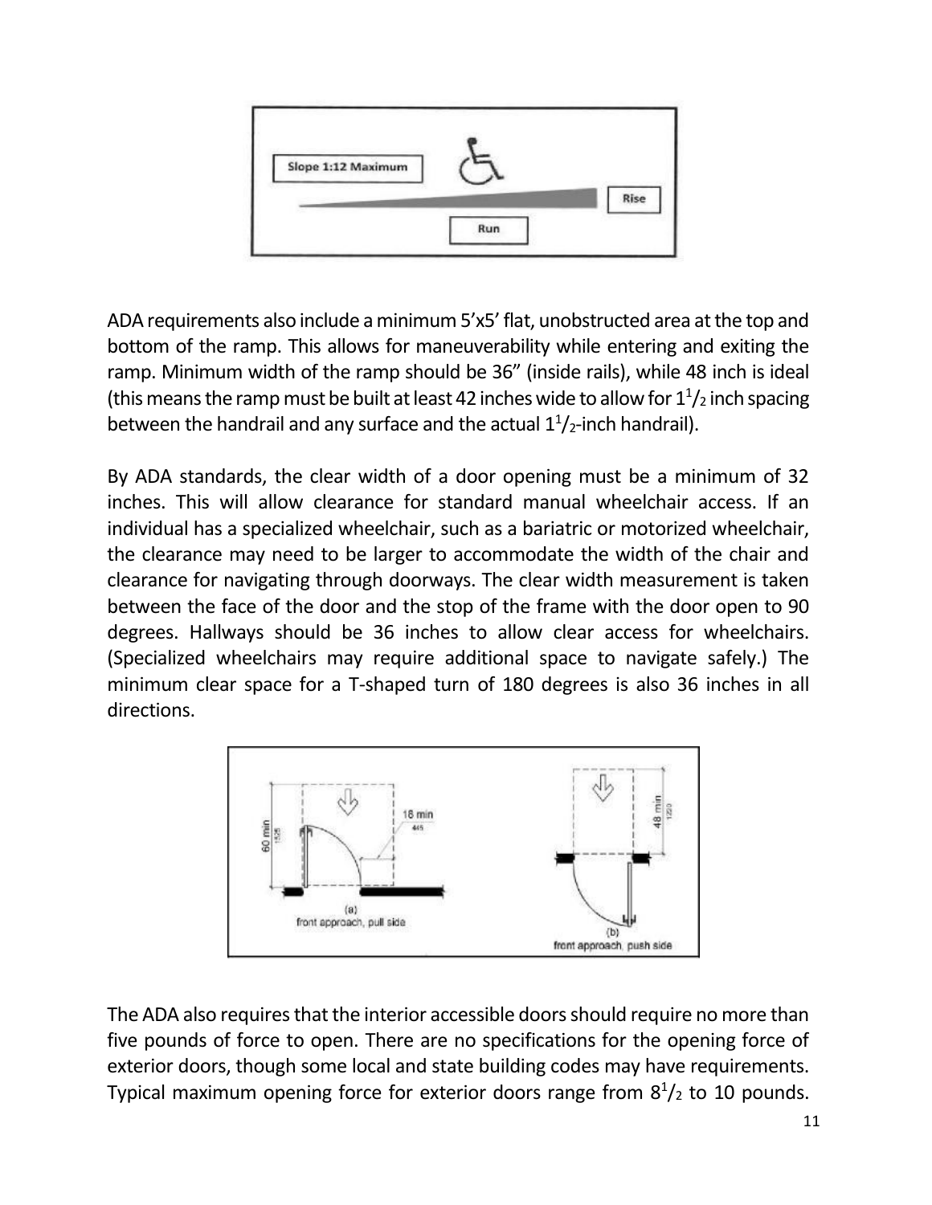ADA requirements also include a minimum 5'x5' flat, unobstructed area at the top and bottom of the ramp. This allows for maneuverability while entering and exiting the ramp. Minimum width of the ramp should be 36" (inside rails), while 48 inch is ideal (this means the ramp must be built at least 42 inches wide to allow for $1^1/_2$ inch spacing between the handrail and any surface and the actual $1^1/_2$-inch handrail).

By ADA standards, the clear width of a door opening must be a minimum of 32 inches. This will allow clearance for standard manual wheelchair access. If an individual has a specialized wheelchair, such as a bariatric or motorized wheelchair, the clearance may need to be larger to accommodate the width of the chair and clearance for navigating through doorways. The clear width measurement is taken between the face of the door and the stop of the frame with the door open to 90 degrees. Hallways should be 36 inches to allow clear access for wheelchairs. (Specialized wheelchairs may require additional space to navigate safely.) The minimum clear space for a T-shaped turn of 180 degrees is also 36 inches in all directions.

The ADA also requires that the interior accessible doors should require no more than five pounds of force to open. There are no specifications for the opening force of exterior doors, though some local and state building codes may have requirements. Typical maximum opening force for exterior doors range from $8^1/_2$ to 10 pounds.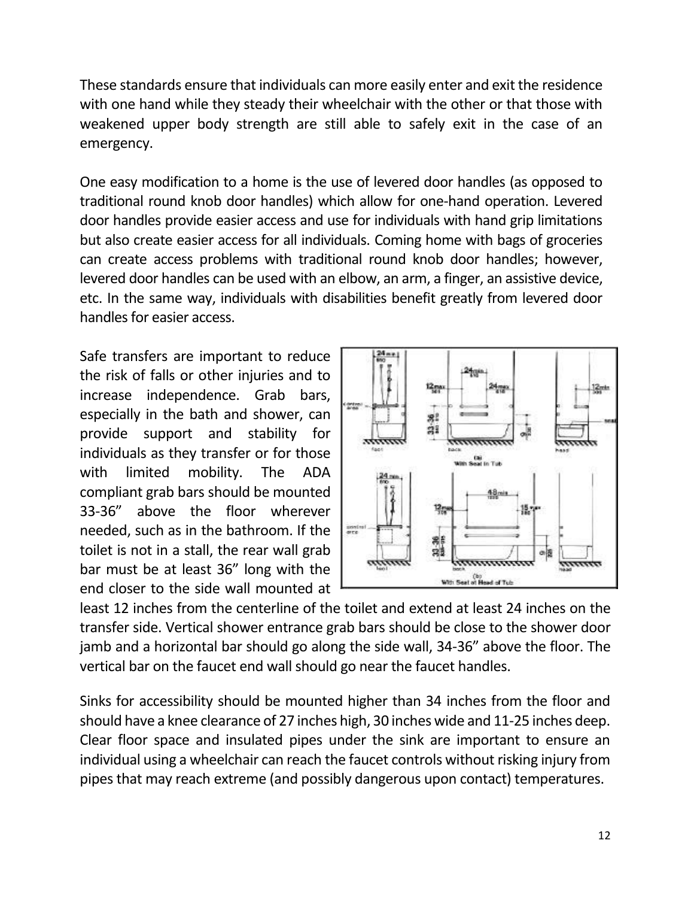These standards ensure that individuals can more easily enter and exit the residence with one hand while they steady their wheelchair with the other or that those with weakened upper body strength are still able to safely exit in the case of an emergency.

One easy modification to a home is the use of levered door handles (as opposed to traditional round knob door handles) which allow for one-hand operation. Levered door handles provide easier access and use for individuals with hand grip limitations but also create easier access for all individuals. Coming home with bags of groceries can create access problems with traditional round knob door handles; however, levered door handles can be used with an elbow, an arm, a finger, an assistive device, etc. In the same way, individuals with disabilities benefit greatly from levered door handles for easier access.

Safe transfers are important to reduce the risk of falls or other injuries and to increase independence. Grab bars, especially in the bath and shower, can provide support and stability for individuals as they transfer or for those with limited mobility. The ADA compliant grab bars should be mounted 33-36" above the floor wherever needed, such as in the bathroom. If the toilet is not in a stall, the rear wall grab bar must be at least 36" long with the end closer to the side wall mounted at least 12 inches from the centerline of the toilet and extend at least 24 inches on the transfer side. Vertical shower entrance grab bars should be close to the shower door jamb and a horizontal bar should go along the side wall, 34-36" above the floor. The vertical bar on the faucet end wall should go near the faucet handles.

Sinks for accessibility should be mounted higher than 34 inches from the floor and should have a knee clearance of 27 inches high, 30 inches wide and 11-25 inches deep. Clear floor space and insulated pipes under the sink are important to ensure an individual using a wheelchair can reach the faucet controls without risking injury from pipes that may reach extreme (and possibly dangerous upon contact) temperatures.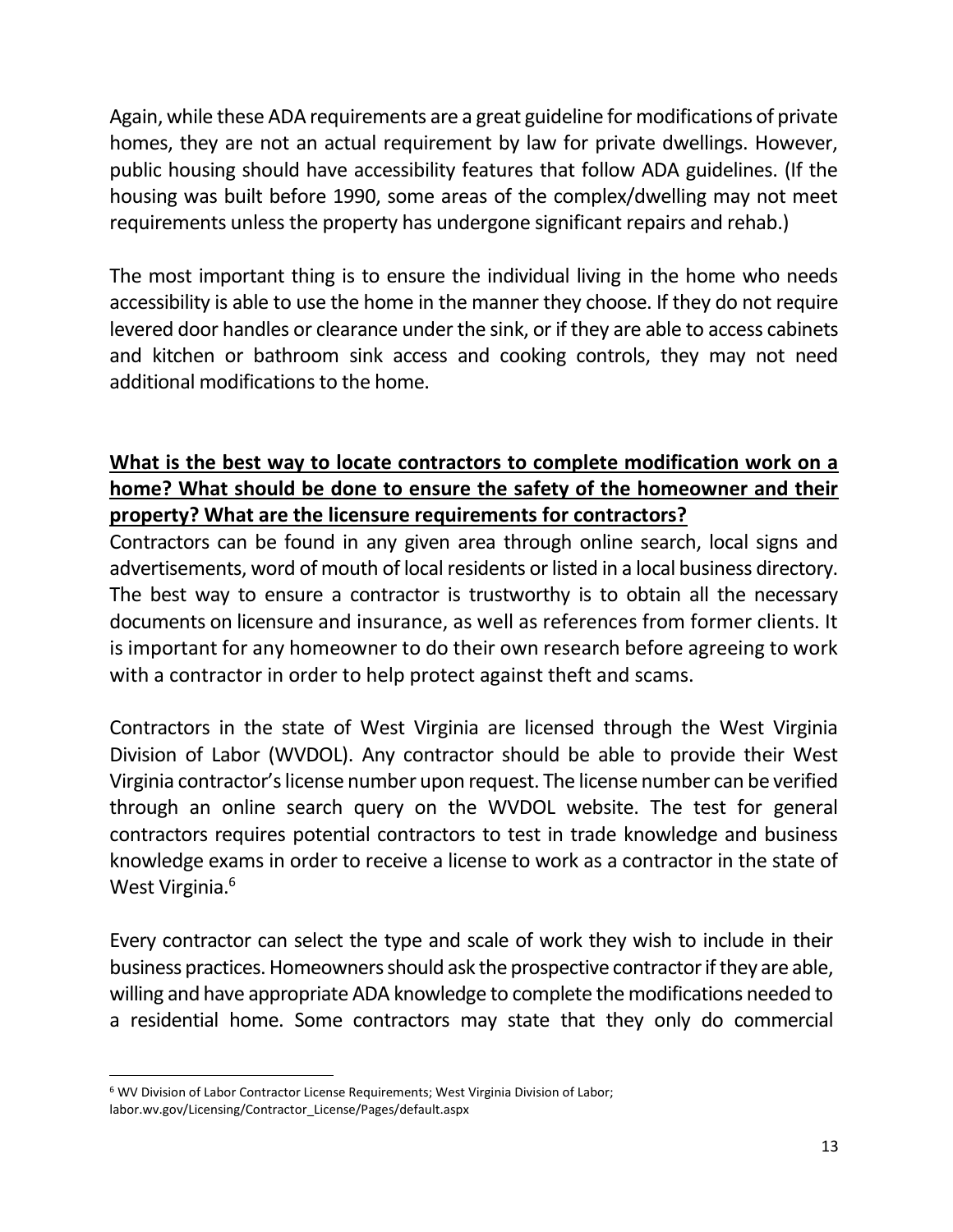Again, while these ADA requirements are a great guideline for modifications of private homes, they are not an actual requirement by law for private dwellings. However, public housing should have accessibility features that follow ADA guidelines. (If the housing was built before 1990, some areas of the complex/dwelling may not meet requirements unless the property has undergone significant repairs and rehab.)

The most important thing is to ensure the individual living in the home who needs accessibility is able to use the home in the manner they choose. If they do not require levered door handles or clearance under the sink, or if they are able to access cabinets and kitchen or bathroom sink access and cooking controls, they may not need additional modifications to the home.

**<u>What is the best way to locate contractors to complete modification work on a home? What should be done to ensure the safety of the homeowner and their property? What are the licensure requirements for contractors?</u>**

Contractors can be found in any given area through online search, local signs and advertisements, word of mouth of local residents or listed in a local business directory. The best way to ensure a contractor is trustworthy is to obtain all the necessary documents on licensure and insurance, as well as references from former clients. It is important for any homeowner to do their own research before agreeing to work with a contractor in order to help protect against theft and scams.

Contractors in the state of West Virginia are licensed through the West Virginia Division of Labor (WVDOL). Any contractor should be able to provide their West Virginia contractor's license number upon request. The license number can be verified through an online search query on the WVDOL website. The test for general contractors requires potential contractors to test in trade knowledge and business knowledge exams in order to receive a license to work as a contractor in the state of West Virginia.[6]

Every contractor can select the type and scale of work they wish to include in their business practices. Homeowners should ask the prospective contractor if they are able, willing and have appropriate ADA knowledge to complete the modifications needed to a residential home. Some contractors may state that they only do commercial

---

[6] WV Division of Labor Contractor License Requirements; West Virginia Division of Labor; labor.wv.gov/Licensing/Contractor_License/Pages/default.aspx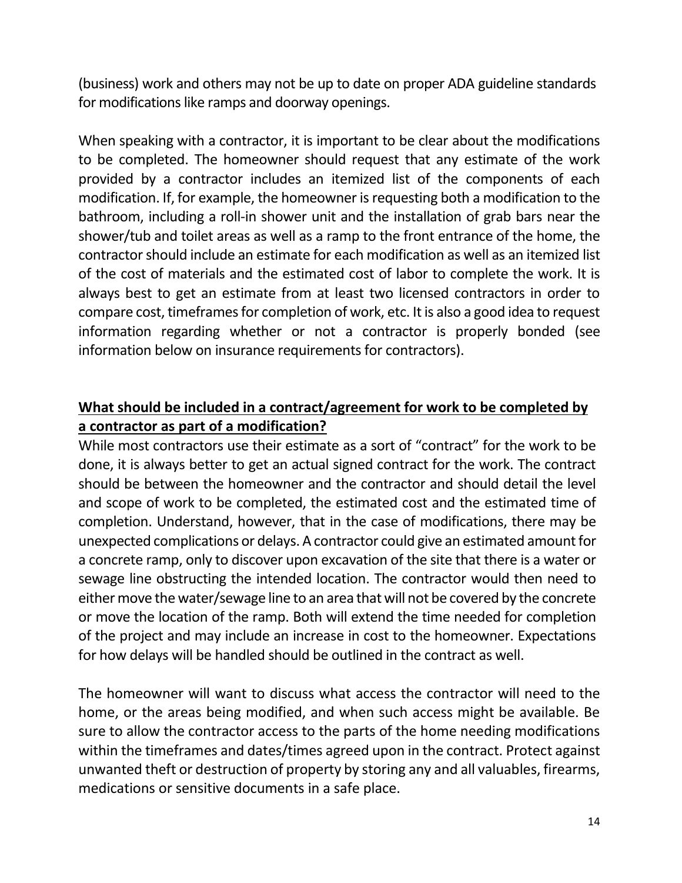(business) work and others may not be up to date on proper ADA guideline standards for modifications like ramps and doorway openings.

When speaking with a contractor, it is important to be clear about the modifications to be completed. The homeowner should request that any estimate of the work provided by a contractor includes an itemized list of the components of each modification. If, for example, the homeowner is requesting both a modification to the bathroom, including a roll-in shower unit and the installation of grab bars near the shower/tub and toilet areas as well as a ramp to the front entrance of the home, the contractor should include an estimate for each modification as well as an itemized list of the cost of materials and the estimated cost of labor to complete the work. It is always best to get an estimate from at least two licensed contractors in order to compare cost, timeframes for completion of work, etc. It is also a good idea to request information regarding whether or not a contractor is properly bonded (see information below on insurance requirements for contractors).

## **<u>What should be included in a contract/agreement for work to be completed by a contractor as part of a modification?</u>**

While most contractors use their estimate as a sort of "contract" for the work to be done, it is always better to get an actual signed contract for the work. The contract should be between the homeowner and the contractor and should detail the level and scope of work to be completed, the estimated cost and the estimated time of completion. Understand, however, that in the case of modifications, there may be unexpected complications or delays. A contractor could give an estimated amount for a concrete ramp, only to discover upon excavation of the site that there is a water or sewage line obstructing the intended location. The contractor would then need to either move the water/sewage line to an area that will not be covered by the concrete or move the location of the ramp. Both will extend the time needed for completion of the project and may include an increase in cost to the homeowner. Expectations for how delays will be handled should be outlined in the contract as well.

The homeowner will want to discuss what access the contractor will need to the home, or the areas being modified, and when such access might be available. Be sure to allow the contractor access to the parts of the home needing modifications within the timeframes and dates/times agreed upon in the contract. Protect against unwanted theft or destruction of property by storing any and all valuables, firearms, medications or sensitive documents in a safe place.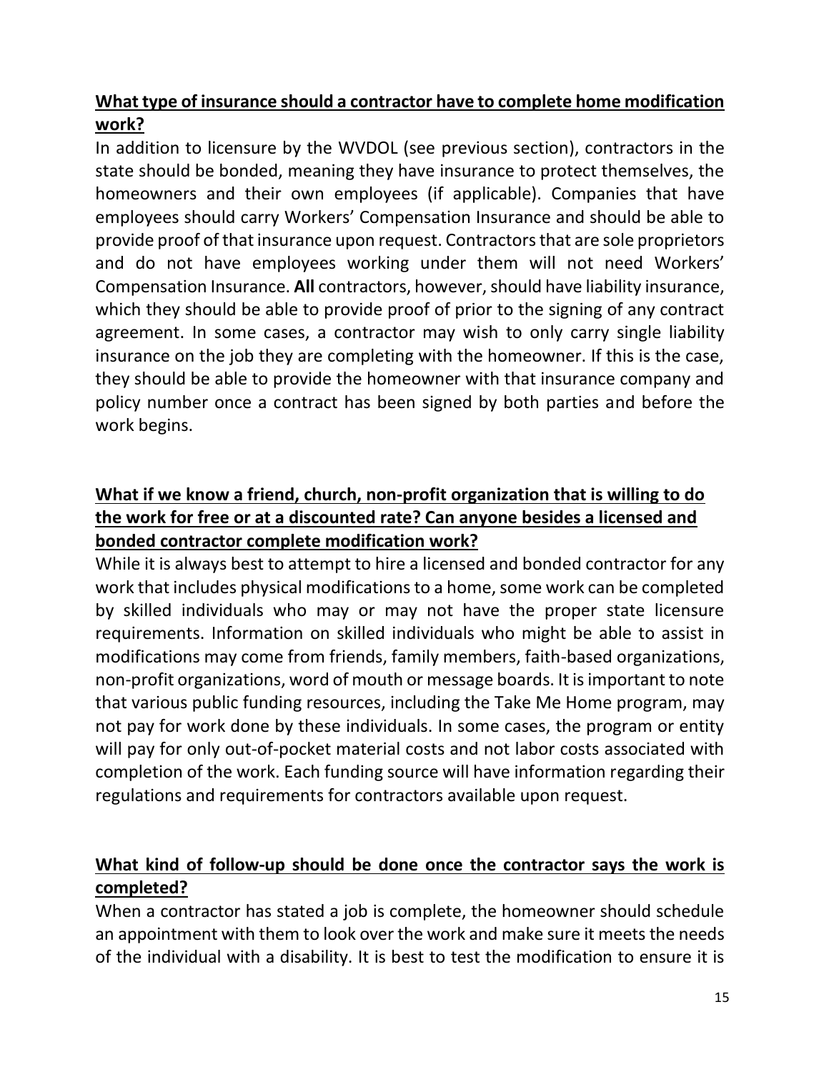**What type of insurance should a contractor have to complete home modification work?**

In addition to licensure by the WVDOL (see previous section), contractors in the state should be bonded, meaning they have insurance to protect themselves, the homeowners and their own employees (if applicable). Companies that have employees should carry Workers' Compensation Insurance and should be able to provide proof of that insurance upon request. Contractors that are sole proprietors and do not have employees working under them will not need Workers' Compensation Insurance. **All** contractors, however, should have liability insurance, which they should be able to provide proof of prior to the signing of any contract agreement. In some cases, a contractor may wish to only carry single liability insurance on the job they are completing with the homeowner. If this is the case, they should be able to provide the homeowner with that insurance company and policy number once a contract has been signed by both parties and before the work begins.

**What if we know a friend, church, non-profit organization that is willing to do the work for free or at a discounted rate? Can anyone besides a licensed and bonded contractor complete modification work?**

While it is always best to attempt to hire a licensed and bonded contractor for any work that includes physical modifications to a home, some work can be completed by skilled individuals who may or may not have the proper state licensure requirements. Information on skilled individuals who might be able to assist in modifications may come from friends, family members, faith-based organizations, non-profit organizations, word of mouth or message boards. It is important to note that various public funding resources, including the Take Me Home program, may not pay for work done by these individuals. In some cases, the program or entity will pay for only out-of-pocket material costs and not labor costs associated with completion of the work. Each funding source will have information regarding their regulations and requirements for contractors available upon request.

**What kind of follow-up should be done once the contractor says the work is completed?**

When a contractor has stated a job is complete, the homeowner should schedule an appointment with them to look over the work and make sure it meets the needs of the individual with a disability. It is best to test the modification to ensure it is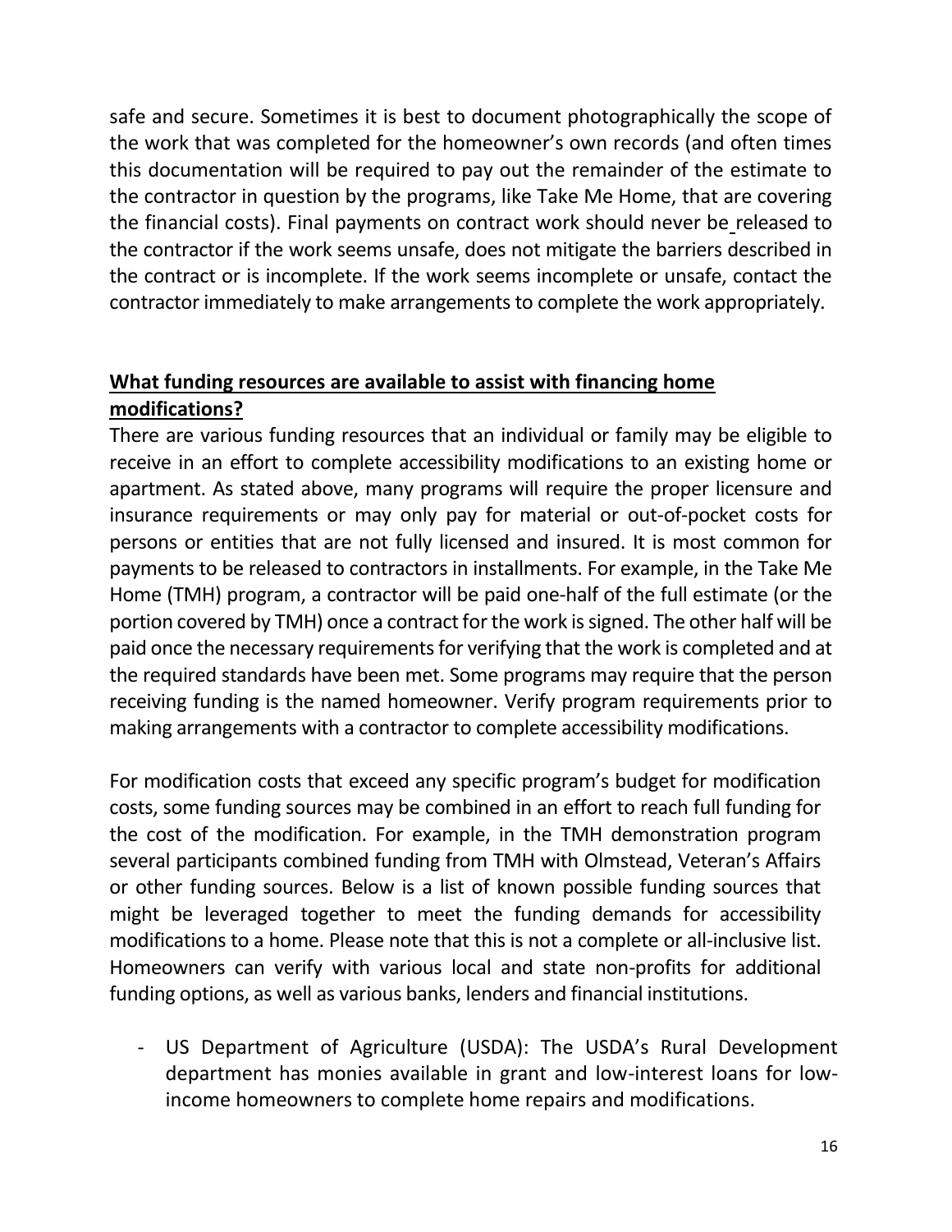safe and secure. Sometimes it is best to document photographically the scope of the work that was completed for the homeowner's own records (and often times this documentation will be required to pay out the remainder of the estimate to the contractor in question by the programs, like Take Me Home, that are covering the financial costs). Final payments on contract work should never be released to the contractor if the work seems unsafe, does not mitigate the barriers described in the contract or is incomplete. If the work seems incomplete or unsafe, contact the contractor immediately to make arrangements to complete the work appropriately.

## **What funding resources are available to assist with financing home modifications?**

There are various funding resources that an individual or family may be eligible to receive in an effort to complete accessibility modifications to an existing home or apartment. As stated above, many programs will require the proper licensure and insurance requirements or may only pay for material or out-of-pocket costs for persons or entities that are not fully licensed and insured. It is most common for payments to be released to contractors in installments. For example, in the Take Me Home (TMH) program, a contractor will be paid one-half of the full estimate (or the portion covered by TMH) once a contract for the work is signed. The other half will be paid once the necessary requirements for verifying that the work is completed and at the required standards have been met. Some programs may require that the person receiving funding is the named homeowner. Verify program requirements prior to making arrangements with a contractor to complete accessibility modifications.

For modification costs that exceed any specific program's budget for modification costs, some funding sources may be combined in an effort to reach full funding for the cost of the modification. For example, in the TMH demonstration program several participants combined funding from TMH with Olmstead, Veteran's Affairs or other funding sources. Below is a list of known possible funding sources that might be leveraged together to meet the funding demands for accessibility modifications to a home. Please note that this is not a complete or all-inclusive list. Homeowners can verify with various local and state non-profits for additional funding options, as well as various banks, lenders and financial institutions.

- US Department of Agriculture (USDA): The USDA's Rural Development department has monies available in grant and low-interest loans for low-income homeowners to complete home repairs and modifications.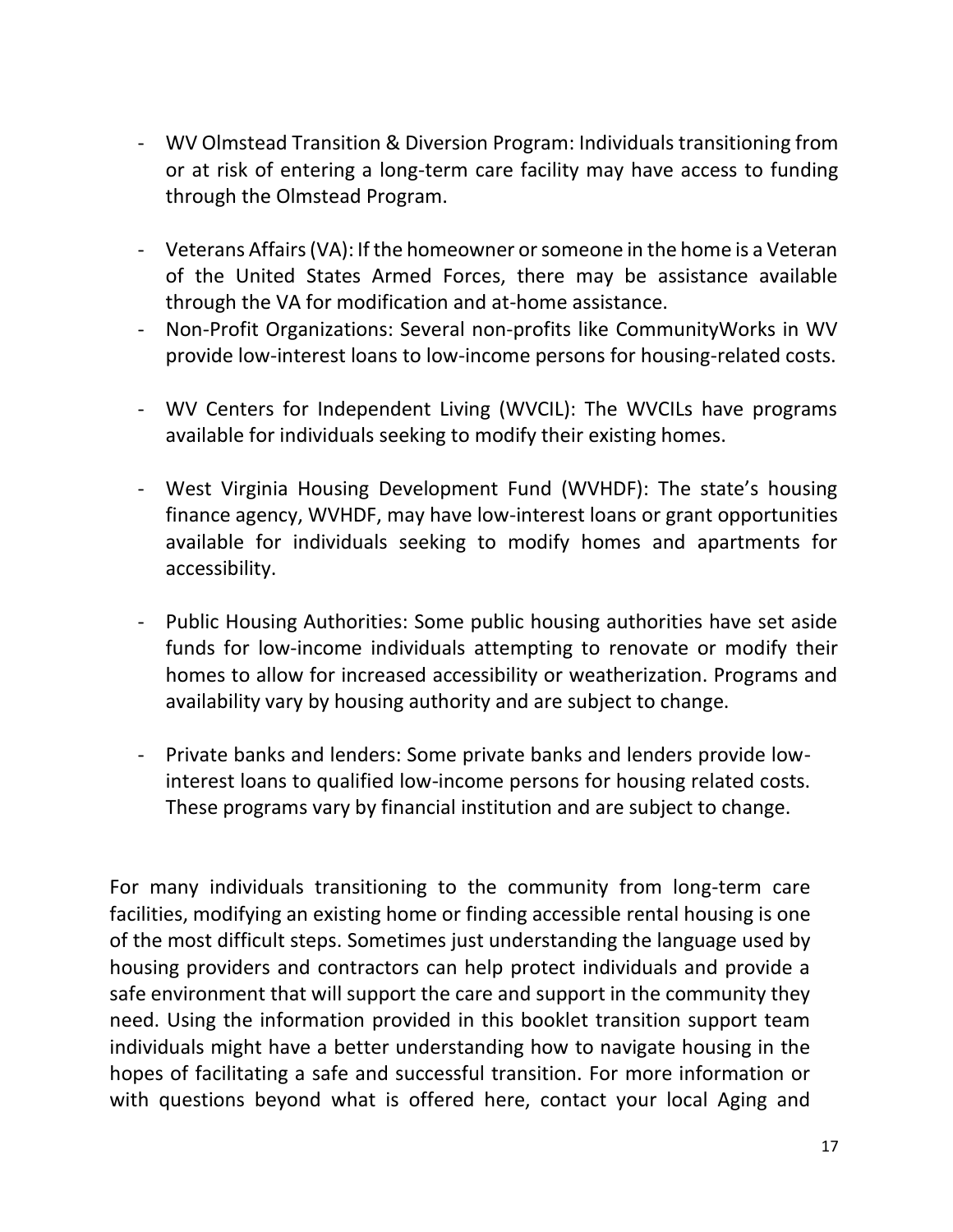- WV Olmstead Transition & Diversion Program: Individuals transitioning from or at risk of entering a long-term care facility may have access to funding through the Olmstead Program.

- Veterans Affairs (VA): If the homeowner or someone in the home is a Veteran of the United States Armed Forces, there may be assistance available through the VA for modification and at-home assistance.
- Non-Profit Organizations: Several non-profits like CommunityWorks in WV provide low-interest loans to low-income persons for housing-related costs.

- WV Centers for Independent Living (WVCIL): The WVCILs have programs available for individuals seeking to modify their existing homes.

- West Virginia Housing Development Fund (WVHDF): The state's housing finance agency, WVHDF, may have low-interest loans or grant opportunities available for individuals seeking to modify homes and apartments for accessibility.

- Public Housing Authorities: Some public housing authorities have set aside funds for low-income individuals attempting to renovate or modify their homes to allow for increased accessibility or weatherization. Programs and availability vary by housing authority and are subject to change.

- Private banks and lenders: Some private banks and lenders provide low-interest loans to qualified low-income persons for housing related costs. These programs vary by financial institution and are subject to change.

For many individuals transitioning to the community from long-term care facilities, modifying an existing home or finding accessible rental housing is one of the most difficult steps. Sometimes just understanding the language used by housing providers and contractors can help protect individuals and provide a safe environment that will support the care and support in the community they need. Using the information provided in this booklet transition support team individuals might have a better understanding how to navigate housing in the hopes of facilitating a safe and successful transition. For more information or with questions beyond what is offered here, contact your local Aging and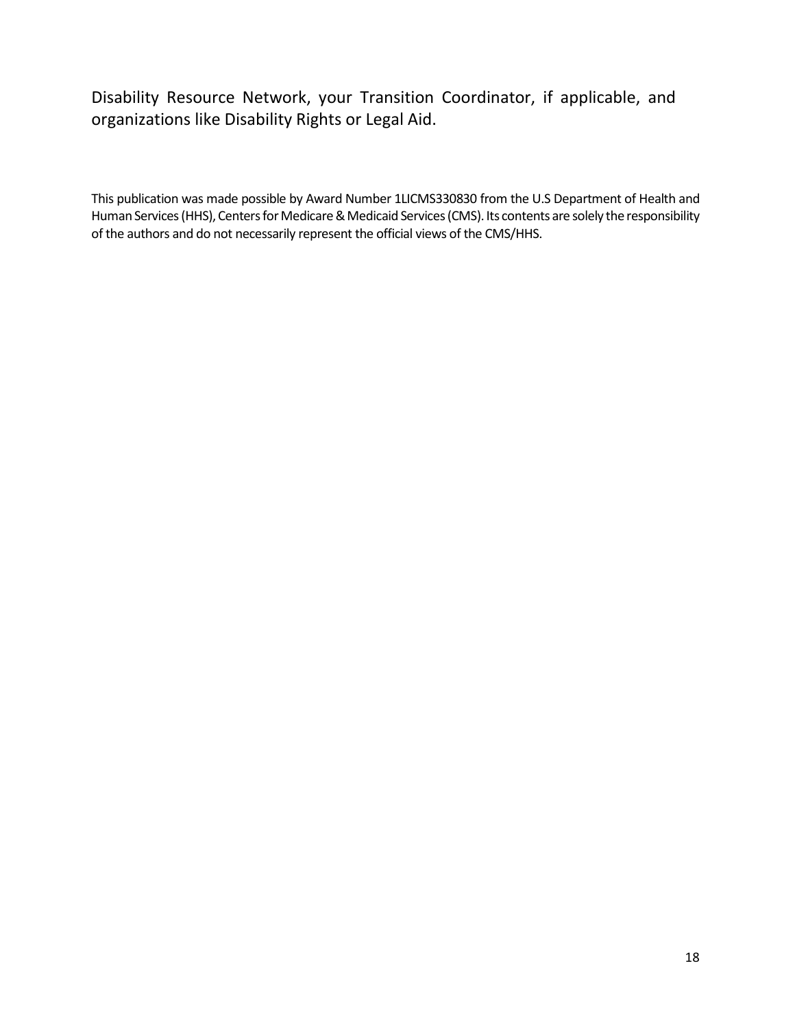Disability Resource Network, your Transition Coordinator, if applicable, and organizations like Disability Rights or Legal Aid.

This publication was made possible by Award Number 1LICMS330830 from the U.S Department of Health and Human Services (HHS), Centers for Medicare & Medicaid Services (CMS). Its contents are solely the responsibility of the authors and do not necessarily represent the official views of the CMS/HHS.